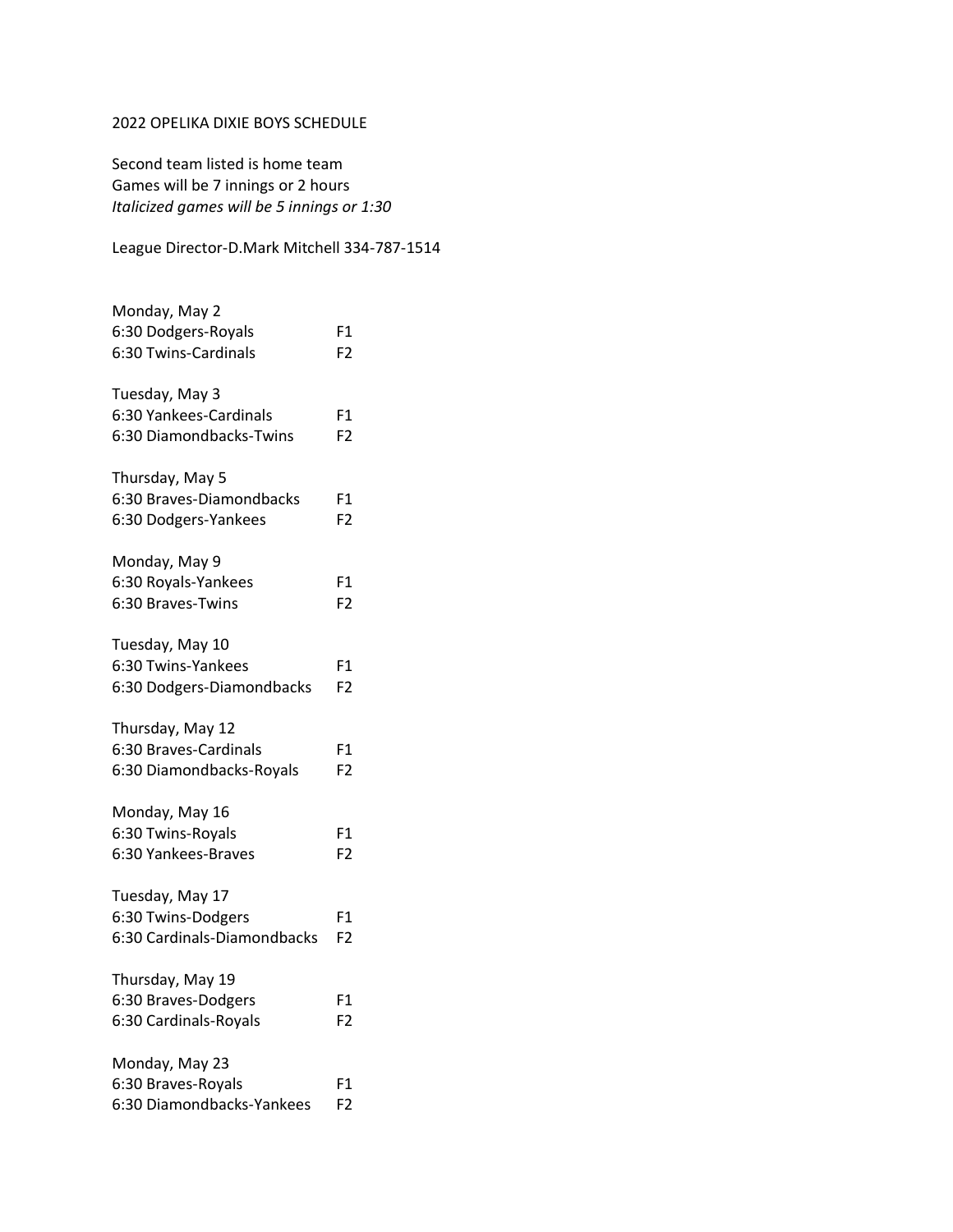2022 OPELIKA DIXIE BOYS SCHEDULE

Second team listed is home team
Games will be 7 innings or 2 hours
*Italicized games will be 5 innings or 1:30*

League Director-D.Mark Mitchell 334-787-1514

Monday, May 2
6:30 Dodgers-Royals F1
6:30 Twins-Cardinals F2

Tuesday, May 3
6:30 Yankees-Cardinals F1
6:30 Diamondbacks-Twins F2

Thursday, May 5
6:30 Braves-Diamondbacks F1
6:30 Dodgers-Yankees F2

Monday, May 9
6:30 Royals-Yankees F1
6:30 Braves-Twins F2

Tuesday, May 10
6:30 Twins-Yankees F1
6:30 Dodgers-Diamondbacks F2

Thursday, May 12
6:30 Braves-Cardinals F1
6:30 Diamondbacks-Royals F2

Monday, May 16
6:30 Twins-Royals F1
6:30 Yankees-Braves F2

Tuesday, May 17
6:30 Twins-Dodgers F1
6:30 Cardinals-Diamondbacks F2

Thursday, May 19
6:30 Braves-Dodgers F1
6:30 Cardinals-Royals F2

Monday, May 23
6:30 Braves-Royals F1
6:30 Diamondbacks-Yankees F2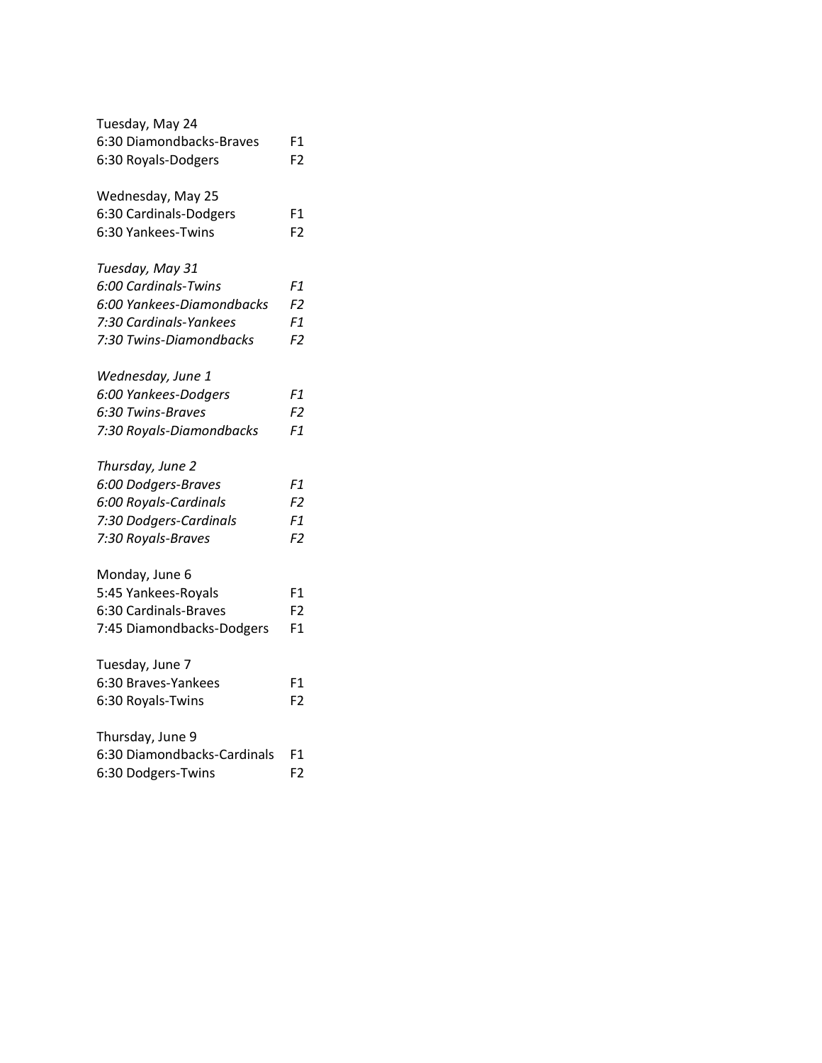Tuesday, May 24

| | |
|---|---|
| 6:30 Diamondbacks-Braves | F1 |
| 6:30 Royals-Dodgers | F2 |

Wednesday, May 25

| | |
|---|---|
| 6:30 Cardinals-Dodgers | F1 |
| 6:30 Yankees-Twins | F2 |

*Tuesday, May 31*

| | |
|---|---|
| *6:00 Cardinals-Twins* | *F1* |
| *6:00 Yankees-Diamondbacks* | *F2* |
| *7:30 Cardinals-Yankees* | *F1* |
| *7:30 Twins-Diamondbacks* | *F2* |

*Wednesday, June 1*

| | |
|---|---|
| *6:00 Yankees-Dodgers* | *F1* |
| *6:30 Twins-Braves* | *F2* |
| *7:30 Royals-Diamondbacks* | *F1* |

*Thursday, June 2*

| | |
|---|---|
| *6:00 Dodgers-Braves* | *F1* |
| *6:00 Royals-Cardinals* | *F2* |
| *7:30 Dodgers-Cardinals* | *F1* |
| *7:30 Royals-Braves* | *F2* |

Monday, June 6

| | |
|---|---|
| 5:45 Yankees-Royals | F1 |
| 6:30 Cardinals-Braves | F2 |
| 7:45 Diamondbacks-Dodgers | F1 |

Tuesday, June 7

| | |
|---|---|
| 6:30 Braves-Yankees | F1 |
| 6:30 Royals-Twins | F2 |

Thursday, June 9

| | |
|---|---|
| 6:30 Diamondbacks-Cardinals | F1 |
| 6:30 Dodgers-Twins | F2 |